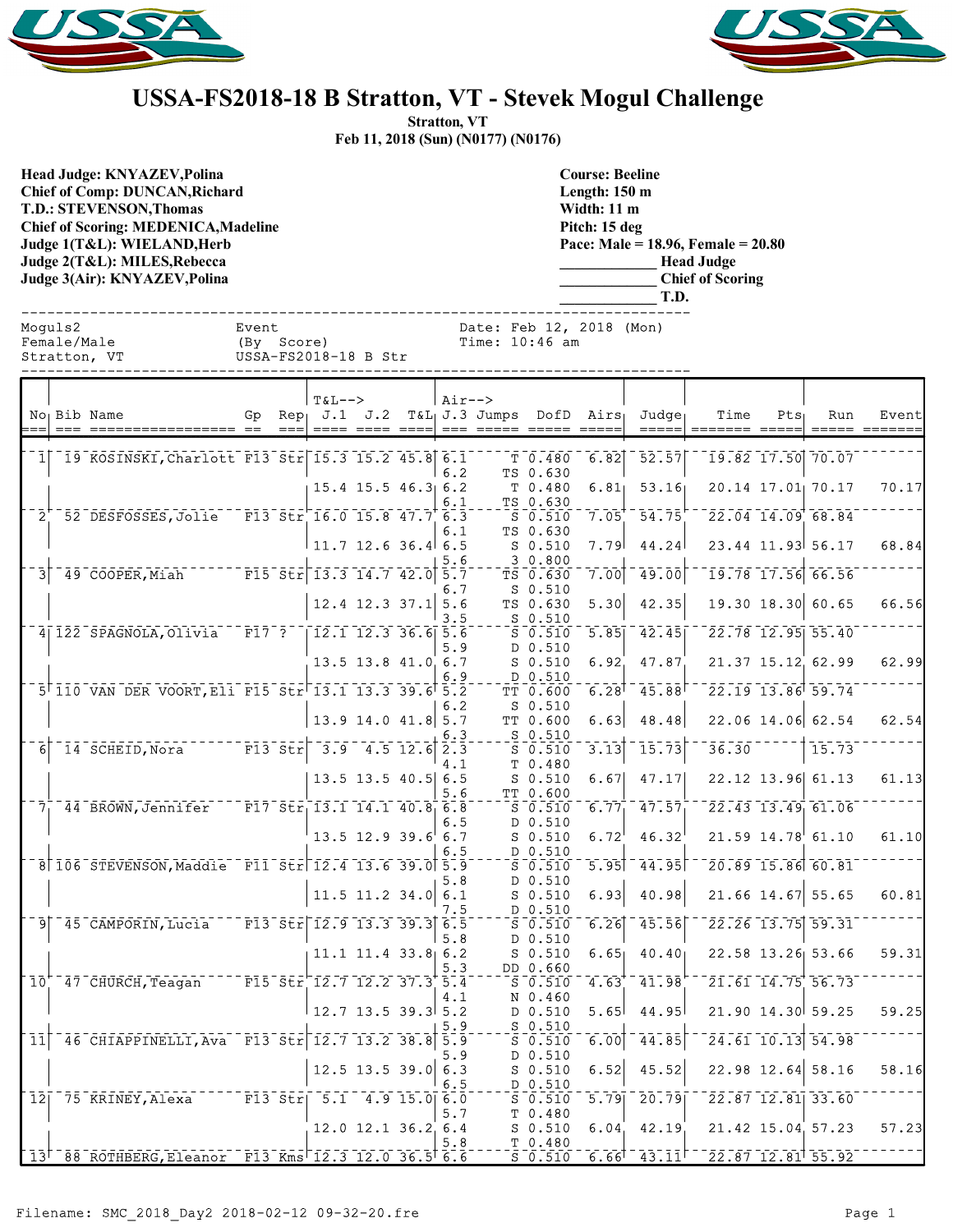# USSA-FS2018-18 B Stratton, VT - Stevek Mogul Challenge

**Stratton, VT**
**Feb 11, 2018 (Sun) (N0177) (N0176)**

**Head Judge: KNYAZEV,Polina**
**Chief of Comp: DUNCAN,Richard**
**T.D.: STEVENSON,Thomas**
**Chief of Scoring: MEDENICA,Madeline**
**Judge 1(T&L): WIELAND,Herb**
**Judge 2(T&L): MILES,Rebecca**
**Judge 3(Air): KNYAZEV,Polina**

**Course: Beeline**
**Length: 150 m**
**Width: 11 m**
**Pitch: 15 deg**
**Pace: Male = 18.96, Female = 20.80**
**____________ Head Judge**
**____________ Chief of Scoring**
**____________ T.D.**

```
Moguls2              Event                    Date: Feb 12, 2018 (Mon)
Female/Male          (By  Score)              Time: 10:46 am
Stratton, VT         USSA-FS2018-18 B Str
```

| No | Bib | Name | Gp | Rep | T&L--> J.1 | J.2 | T&L | Air--> J.3 | Jumps | DofD | Airs | Judge | Time | Pts | Run | Event |
|---|---|---|---|---|---|---|---|---|---|---|---|---|---|---|---|---|
| 1 | 19 | KOSINSKI,Charlott | F13 | Str | 15.3 | 15.2 | 45.8 | 6.1 | T | 0.480 | 6.82 | 52.57 | 19.82 | 17.50 | 70.07 | |
| | | | | | | | | 6.2 | TS | 0.630 | | | | | | |
| | | | | | 15.4 | 15.5 | 46.3 | 6.2 | T | 0.480 | 6.81 | 53.16 | 20.14 | 17.01 | 70.17 | 70.17 |
| | | | | | | | | 6.1 | TS | 0.630 | | | | | | |
| 2 | 52 | DESFOSSES,Jolie | F13 | Str | 16.0 | 15.8 | 47.7 | 6.3 | S | 0.510 | 7.05 | 54.75 | 22.04 | 14.09 | 68.84 | |
| | | | | | | | | 6.1 | TS | 0.630 | | | | | | |
| | | | | | 11.7 | 12.6 | 36.4 | 6.5 | S | 0.510 | 7.79 | 44.24 | 23.44 | 11.93 | 56.17 | 68.84 |
| | | | | | | | | 5.6 | 3 | 0.800 | | | | | | |
| 3 | 49 | COOPER,Miah | F15 | Str | 13.3 | 14.7 | 42.0 | 5.7 | TS | 0.630 | 7.00 | 49.00 | 19.78 | 17.56 | 66.56 | |
| | | | | | | | | 6.7 | S | 0.510 | | | | | | |
| | | | | | 12.4 | 12.3 | 37.1 | 5.6 | TS | 0.630 | 5.30 | 42.35 | 19.30 | 18.30 | 60.65 | 66.56 |
| | | | | | | | | 3.5 | S | 0.510 | | | | | | |
| 4 | 122 | SPAGNOLA,Olivia | F17 | ? | 12.1 | 12.3 | 36.6 | 5.6 | S | 0.510 | 5.85 | 42.45 | 22.78 | 12.95 | 55.40 | |
| | | | | | | | | 5.9 | D | 0.510 | | | | | | |
| | | | | | 13.5 | 13.8 | 41.0 | 6.7 | S | 0.510 | 6.92 | 47.87 | 21.37 | 15.12 | 62.99 | 62.99 |
| | | | | | | | | 6.9 | D | 0.510 | | | | | | |
| 5 | 110 | VAN DER VOORT,Eli | F15 | Str | 13.1 | 13.3 | 39.6 | 5.2 | TT | 0.600 | 6.28 | 45.88 | 22.19 | 13.86 | 59.74 | |
| | | | | | | | | 6.2 | S | 0.510 | | | | | | |
| | | | | | 13.9 | 14.0 | 41.8 | 5.7 | TT | 0.600 | 6.63 | 48.48 | 22.06 | 14.06 | 62.54 | 62.54 |
| | | | | | | | | 6.3 | S | 0.510 | | | | | | |
| 6 | 14 | SCHEID,Nora | F13 | Str | 3.9 | 4.5 | 12.6 | 2.3 | S | 0.510 | 3.13 | 15.73 | 36.30 | | 15.73 | |
| | | | | | | | | 4.1 | T | 0.480 | | | | | | |
| | | | | | 13.5 | 13.5 | 40.5 | 6.5 | S | 0.510 | 6.67 | 47.17 | 22.12 | 13.96 | 61.13 | 61.13 |
| | | | | | | | | 5.6 | TT | 0.600 | | | | | | |
| 7 | 44 | BROWN,Jennifer | F17 | Str | 13.1 | 14.1 | 40.8 | 6.8 | S | 0.510 | 6.77 | 47.57 | 22.43 | 13.49 | 61.06 | |
| | | | | | | | | 6.5 | D | 0.510 | | | | | | |
| | | | | | 13.5 | 12.9 | 39.6 | 6.7 | S | 0.510 | 6.72 | 46.32 | 21.59 | 14.78 | 61.10 | 61.10 |
| | | | | | | | | 6.5 | D | 0.510 | | | | | | |
| 8 | 106 | STEVENSON,Maddie | F11 | Str | 12.4 | 13.6 | 39.0 | 5.9 | S | 0.510 | 5.95 | 44.95 | 20.89 | 15.86 | 60.81 | |
| | | | | | | | | 5.8 | D | 0.510 | | | | | | |
| | | | | | 11.5 | 11.2 | 34.0 | 6.1 | S | 0.510 | 6.93 | 40.98 | 21.66 | 14.67 | 55.65 | 60.81 |
| | | | | | | | | 7.5 | D | 0.510 | | | | | | |
| 9 | 45 | CAMPORIN,Lucia | F13 | Str | 12.9 | 13.3 | 39.3 | 6.5 | S | 0.510 | 6.26 | 45.56 | 22.26 | 13.75 | 59.31 | |
| | | | | | | | | 5.8 | D | 0.510 | | | | | | |
| | | | | | 11.1 | 11.4 | 33.8 | 6.2 | S | 0.510 | 6.65 | 40.40 | 22.58 | 13.26 | 53.66 | 59.31 |
| | | | | | | | | 5.3 | DD | 0.660 | | | | | | |
| 10 | 47 | CHURCH,Teagan | F15 | Str | 12.7 | 12.2 | 37.3 | 5.4 | S | 0.510 | 4.63 | 41.98 | 21.61 | 14.75 | 56.73 | |
| | | | | | | | | 4.1 | N | 0.460 | | | | | | |
| | | | | | 12.7 | 13.5 | 39.3 | 5.2 | D | 0.510 | 5.65 | 44.95 | 21.90 | 14.30 | 59.25 | 59.25 |
| | | | | | | | | 5.9 | S | 0.510 | | | | | | |
| 11 | 46 | CHIAPPINELLI,Ava | F13 | Str | 12.7 | 13.2 | 38.8 | 5.9 | S | 0.510 | 6.00 | 44.85 | 24.61 | 10.13 | 54.98 | |
| | | | | | | | | 5.9 | D | 0.510 | | | | | | |
| | | | | | 12.5 | 13.5 | 39.0 | 6.3 | S | 0.510 | 6.52 | 45.52 | 22.98 | 12.64 | 58.16 | 58.16 |
| | | | | | | | | 6.5 | D | 0.510 | | | | | | |
| 12 | 75 | KRINEY,Alexa | F13 | Str | 5.1 | 4.9 | 15.0 | 6.0 | S | 0.510 | 5.79 | 20.79 | 22.87 | 12.81 | 33.60 | |
| | | | | | | | | 5.7 | T | 0.480 | | | | | | |
| | | | | | 12.0 | 12.1 | 36.2 | 6.4 | S | 0.510 | 6.04 | 42.19 | 21.42 | 15.04 | 57.23 | 57.23 |
| | | | | | | | | 5.8 | T | 0.480 | | | | | | |
| 13 | 88 | ROTHBERG,Eleanor | F13 | Kms | 12.3 | 12.0 | 36.5 | 6.6 | S | 0.510 | 6.66 | 43.11 | 22.87 | 12.81 | 55.92 | |

Filename: SMC_2018_Day2 2018-02-12 09-32-20.fre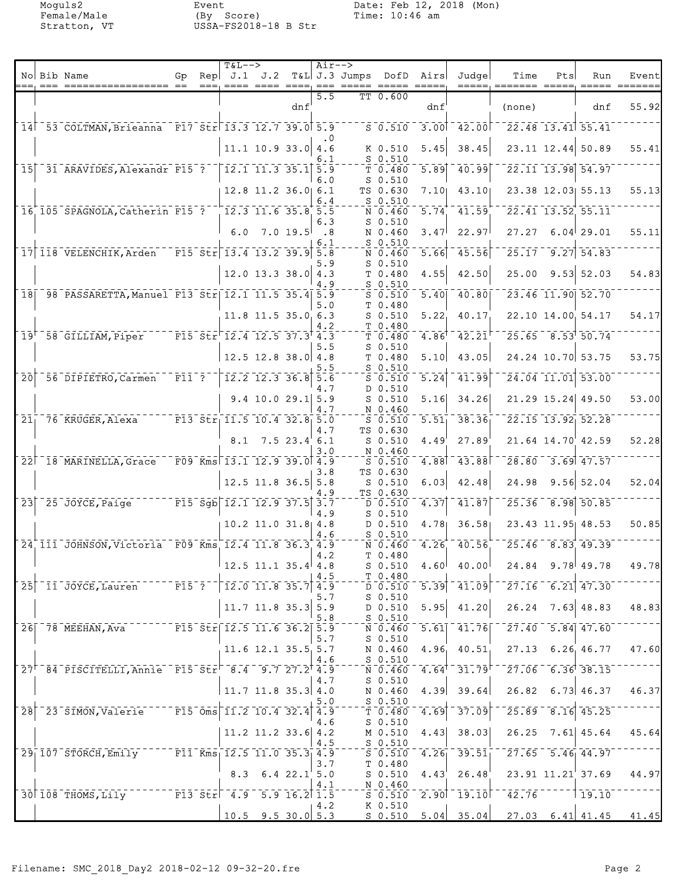Moguls2
Female/Male
Stratton, VT

Event
(By Score)
USSA-FS2018-18 B Str

Date: Feb 12, 2018 (Mon)
Time: 10:46 am

| No | Bib | Name | Gp | Rep | J.1 | J.2 | T&L | J.3 | Jumps | DofD | Airs | Judge | Time | Pts | Run | Event |
|---|---|---|---|---|---|---|---|---|---|---|---|---|---|---|---|---|
| | | | | | | | | 5.5 | TT | 0.600 | | | | | | |
| | | | | | | | dnf | | | | dnf | | (none) | | dnf | 55.92 |
| 14 | 53 | COLTMAN,Brieanna | F17 | Str | 13.3 | 12.7 | 39.0 | 5.9 | S | 0.510 | 3.00 | 42.00 | 22.48 | 13.41 | 55.41 | |
| | | | | | | | | .0 | | | | | | | | |
| | | | | | 11.1 | 10.9 | 33.0 | 4.6 | K | 0.510 | 5.45 | 38.45 | 23.11 | 12.44 | 50.89 | 55.41 |
| | | | | | | | | 6.1 | S | 0.510 | | | | | | |
| 15 | 31 | ARAVIDES,Alexandr | F15 | ? | 12.1 | 11.3 | 35.1 | 5.9 | T | 0.480 | 5.89 | 40.99 | 22.11 | 13.98 | 54.97 | |
| | | | | | | | | 6.0 | S | 0.510 | | | | | | |
| | | | | | 12.8 | 11.2 | 36.0 | 6.1 | TS | 0.630 | 7.10 | 43.10 | 23.38 | 12.03 | 55.13 | 55.13 |
| | | | | | | | | 6.4 | S | 0.510 | | | | | | |
| 16 | 105 | SPAGNOLA,Catherin | F15 | ? | 12.3 | 11.6 | 35.8 | 5.5 | N | 0.460 | 5.74 | 41.59 | 22.41 | 13.52 | 55.11 | |
| | | | | | | | | 6.3 | S | 0.510 | | | | | | |
| | | | | | 6.0 | 7.0 | 19.5 | .8 | N | 0.460 | 3.47 | 22.97 | 27.27 | 6.04 | 29.01 | 55.11 |
| | | | | | | | | 6.1 | S | 0.510 | | | | | | |
| 17 | 118 | VELENCHIK,Arden | F15 | Str | 13.4 | 13.2 | 39.9 | 5.8 | N | 0.460 | 5.66 | 45.56 | 25.17 | 9.27 | 54.83 | |
| | | | | | | | | 5.9 | S | 0.510 | | | | | | |
| | | | | | 12.0 | 13.3 | 38.0 | 4.3 | T | 0.480 | 4.55 | 42.50 | 25.00 | 9.53 | 52.03 | 54.83 |
| | | | | | | | | 4.9 | S | 0.510 | | | | | | |
| 18 | 98 | PASSARETTA,Manuel | F13 | Str | 12.1 | 11.5 | 35.4 | 5.9 | S | 0.510 | 5.40 | 40.80 | 23.46 | 11.90 | 52.70 | |
| | | | | | | | | 5.0 | T | 0.480 | | | | | | |
| | | | | | 11.8 | 11.5 | 35.0 | 6.3 | S | 0.510 | 5.22 | 40.17 | 22.10 | 14.00 | 54.17 | 54.17 |
| | | | | | | | | 4.2 | T | 0.480 | | | | | | |
| 19 | 58 | GILLIAM,Piper | F15 | Str | 12.4 | 12.5 | 37.3 | 4.3 | T | 0.480 | 4.86 | 42.21 | 25.65 | 8.53 | 50.74 | |
| | | | | | | | | 5.5 | S | 0.510 | | | | | | |
| | | | | | 12.5 | 12.8 | 38.0 | 4.8 | T | 0.480 | 5.10 | 43.05 | 24.24 | 10.70 | 53.75 | 53.75 |
| | | | | | | | | 5.5 | S | 0.510 | | | | | | |
| 20 | 56 | DIPIETRO,Carmen | F11 | ? | 12.2 | 12.3 | 36.8 | 5.6 | S | 0.510 | 5.24 | 41.99 | 24.04 | 11.01 | 53.00 | |
| | | | | | | | | 4.7 | D | 0.510 | | | | | | |
| | | | | | 9.4 | 10.0 | 29.1 | 5.9 | S | 0.510 | 5.16 | 34.26 | 21.29 | 15.24 | 49.50 | 53.00 |
| | | | | | | | | 4.7 | N | 0.460 | | | | | | |
| 21 | 76 | KRUGER,Alexa | F13 | Str | 11.5 | 10.4 | 32.8 | 5.0 | S | 0.510 | 5.51 | 38.36 | 22.15 | 13.92 | 52.28 | |
| | | | | | | | | 4.7 | TS | 0.630 | | | | | | |
| | | | | | 8.1 | 7.5 | 23.4 | 6.1 | S | 0.510 | 4.49 | 27.89 | 21.64 | 14.70 | 42.59 | 52.28 |
| | | | | | | | | 3.0 | N | 0.460 | | | | | | |
| 22 | 18 | MARINELLA,Grace | F09 | Kms | 13.1 | 12.9 | 39.0 | 4.9 | S | 0.510 | 4.88 | 43.88 | 28.80 | 3.69 | 47.57 | |
| | | | | | | | | 3.8 | TS | 0.630 | | | | | | |
| | | | | | 12.5 | 11.8 | 36.5 | 5.8 | S | 0.510 | 6.03 | 42.48 | 24.98 | 9.56 | 52.04 | 52.04 |
| | | | | | | | | 4.9 | TS | 0.630 | | | | | | |
| 23 | 25 | JOYCE,Paige | F15 | Sgb | 12.1 | 12.9 | 37.5 | 3.7 | D | 0.510 | 4.37 | 41.87 | 25.36 | 8.98 | 50.85 | |
| | | | | | | | | 4.9 | S | 0.510 | | | | | | |
| | | | | | 10.2 | 11.0 | 31.8 | 4.8 | D | 0.510 | 4.78 | 36.58 | 23.43 | 11.95 | 48.53 | 50.85 |
| | | | | | | | | 4.6 | S | 0.510 | | | | | | |
| 24 | 111 | JOHNSON,Victoria | F09 | Kms | 12.4 | 11.8 | 36.3 | 4.9 | N | 0.460 | 4.26 | 40.56 | 25.46 | 8.83 | 49.39 | |
| | | | | | | | | 4.2 | T | 0.480 | | | | | | |
| | | | | | 12.5 | 11.1 | 35.4 | 4.8 | S | 0.510 | 4.60 | 40.00 | 24.84 | 9.78 | 49.78 | 49.78 |
| | | | | | | | | 4.5 | T | 0.480 | | | | | | |
| 25 | 11 | JOYCE,Lauren | F15 | ? | 12.0 | 11.8 | 35.7 | 4.9 | D | 0.510 | 5.39 | 41.09 | 27.16 | 6.21 | 47.30 | |
| | | | | | | | | 5.7 | S | 0.510 | | | | | | |
| | | | | | 11.7 | 11.8 | 35.3 | 5.9 | D | 0.510 | 5.95 | 41.20 | 26.24 | 7.63 | 48.83 | 48.83 |
| | | | | | | | | 5.8 | S | 0.510 | | | | | | |
| 26 | 78 | MEEHAN,Ava | F15 | Str | 12.5 | 11.6 | 36.2 | 5.9 | N | 0.460 | 5.61 | 41.76 | 27.40 | 5.84 | 47.60 | |
| | | | | | | | | 5.7 | S | 0.510 | | | | | | |
| | | | | | 11.6 | 12.1 | 35.5 | 5.7 | N | 0.460 | 4.96 | 40.51 | 27.13 | 6.26 | 46.77 | 47.60 |
| | | | | | | | | 4.6 | S | 0.510 | | | | | | |
| 27 | 84 | PISCITELLI,Annie | F15 | Str | 8.4 | 9.7 | 27.2 | 4.9 | N | 0.460 | 4.64 | 31.79 | 27.06 | 6.36 | 38.15 | |
| | | | | | | | | 4.7 | S | 0.510 | | | | | | |
| | | | | | 11.7 | 11.8 | 35.3 | 4.0 | N | 0.460 | 4.39 | 39.64 | 26.82 | 6.73 | 46.37 | 46.37 |
| | | | | | | | | 5.0 | S | 0.510 | | | | | | |
| 28 | 23 | SIMON,Valerie | F15 | Oms | 11.2 | 10.4 | 32.4 | 4.9 | T | 0.480 | 4.69 | 37.09 | 25.89 | 8.16 | 45.25 | |
| | | | | | | | | 4.6 | S | 0.510 | | | | | | |
| | | | | | 11.2 | 11.2 | 33.6 | 4.2 | M | 0.510 | 4.43 | 38.03 | 26.25 | 7.61 | 45.64 | 45.64 |
| | | | | | | | | 4.5 | S | 0.510 | | | | | | |
| 29 | 107 | STORCH,Emily | F11 | Kms | 12.5 | 11.0 | 35.3 | 4.9 | S | 0.510 | 4.26 | 39.51 | 27.65 | 5.46 | 44.97 | |
| | | | | | | | | 3.7 | T | 0.480 | | | | | | |
| | | | | | 8.3 | 6.4 | 22.1 | 5.0 | S | 0.510 | 4.43 | 26.48 | 23.91 | 11.21 | 37.69 | 44.97 |
| | | | | | | | | 4.1 | N | 0.460 | | | | | | |
| 30 | 108 | THOMS,Lily | F13 | Str | 4.9 | 5.9 | 16.2 | 1.5 | S | 0.510 | 2.90 | 19.10 | 42.76 | | 19.10 | |
| | | | | | | | | 4.2 | K | 0.510 | | | | | | |
| | | | | | 10.5 | 9.5 | 30.0 | 5.3 | S | 0.510 | 5.04 | 35.04 | 27.03 | 6.41 | 41.45 | 41.45 |

Filename: SMC_2018_Day2 2018-02-12 09-32-20.fre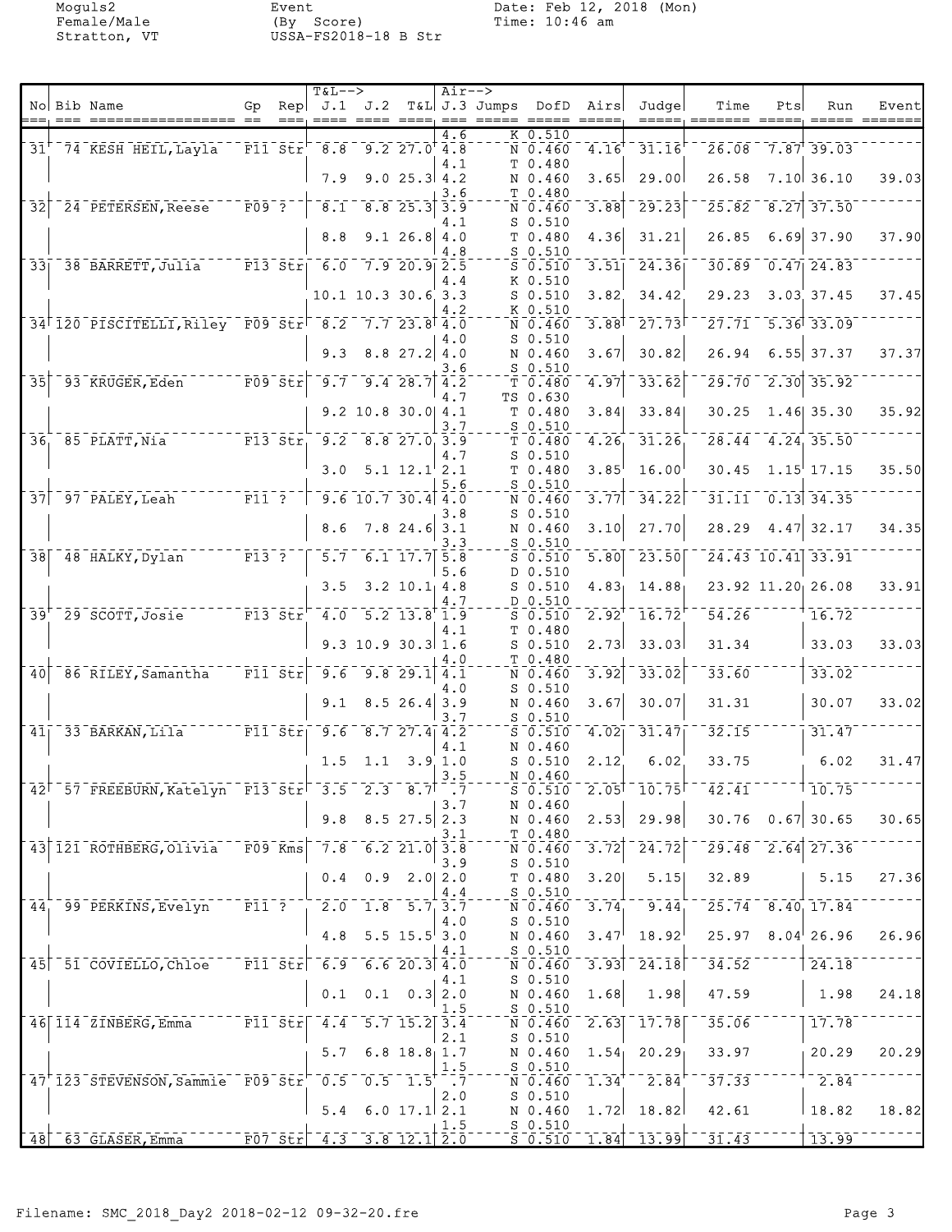Moguls2
Female/Male
Stratton, VT

Event
(By Score)
USSA-FS2018-18 B Str

Date: Feb 12, 2018 (Mon)
Time: 10:46 am

| No | Bib | Name | Gp | Rep | T&L--> J.1 | J.2 | T&L | Air--> J.3 | Jumps | DofD | Airs | Judge | Time | Pts | Run | Event |
|---|---|---|---|---|---|---|---|---|---|---|---|---|---|---|---|---|
| | | | | | | | | 4.6 | K | 0.510 | | | | | | |
| 31 | 74 | KESH HEIL, Layla | F11 | Str | 8.8 | 9.2 | 27.0 | 4.8 | N | 0.460 | 4.16 | 31.16 | 26.08 | 7.87 | 39.03 | |
| | | | | | | | | 4.1 | T | 0.480 | | | | | | |
| | | | | | 7.9 | 9.0 | 25.3 | 4.2 | N | 0.460 | 3.65 | 29.00 | 26.58 | 7.10 | 36.10 | 39.03 |
| | | | | | | | | 3.6 | T | 0.480 | | | | | | |
| 32 | 24 | PETERSEN, Reese | F09 | ? | 8.1 | 8.8 | 25.3 | 3.9 | N | 0.460 | 3.88 | 29.23 | 25.82 | 8.27 | 37.50 | |
| | | | | | | | | 4.1 | S | 0.510 | | | | | | |
| | | | | | 8.8 | 9.1 | 26.8 | 4.0 | T | 0.480 | 4.36 | 31.21 | 26.85 | 6.69 | 37.90 | 37.90 |
| | | | | | | | | 4.8 | S | 0.510 | | | | | | |
| 33 | 38 | BARRETT, Julia | F13 | Str | 6.0 | 7.9 | 20.9 | 2.5 | S | 0.510 | 3.51 | 24.36 | 30.89 | 0.47 | 24.83 | |
| | | | | | | | | 4.4 | K | 0.510 | | | | | | |
| | | | | | 10.1 | 10.3 | 30.6 | 3.3 | S | 0.510 | 3.82 | 34.42 | 29.23 | 3.03 | 37.45 | 37.45 |
| | | | | | | | | 4.2 | K | 0.510 | | | | | | |
| 34 | 120 | PISCITELLI, Riley | F09 | Str | 8.2 | 7.7 | 23.8 | 4.0 | N | 0.460 | 3.88 | 27.73 | 27.71 | 5.36 | 33.09 | |
| | | | | | | | | 4.0 | S | 0.510 | | | | | | |
| | | | | | 9.3 | 8.8 | 27.2 | 4.0 | N | 0.460 | 3.67 | 30.82 | 26.94 | 6.55 | 37.37 | 37.37 |
| | | | | | | | | 3.6 | S | 0.510 | | | | | | |
| 35 | 93 | KRUGER, Eden | F09 | Str | 9.7 | 9.4 | 28.7 | 4.2 | T | 0.480 | 4.97 | 33.62 | 29.70 | 2.30 | 35.92 | |
| | | | | | | | | 4.7 | TS | 0.630 | | | | | | |
| | | | | | 9.2 | 10.8 | 30.0 | 4.1 | T | 0.480 | 3.84 | 33.84 | 30.25 | 1.46 | 35.30 | 35.92 |
| | | | | | | | | 3.7 | S | 0.510 | | | | | | |
| 36 | 85 | PLATT, Nia | F13 | Str | 9.2 | 8.8 | 27.0 | 3.9 | T | 0.480 | 4.26 | 31.26 | 28.44 | 4.24 | 35.50 | |
| | | | | | | | | 4.7 | S | 0.510 | | | | | | |
| | | | | | 3.0 | 5.1 | 12.1 | 2.1 | T | 0.480 | 3.85 | 16.00 | 30.45 | 1.15 | 17.15 | 35.50 |
| | | | | | | | | 5.6 | S | 0.510 | | | | | | |
| 37 | 97 | PALEY, Leah | F11 | ? | 9.6 | 10.7 | 30.4 | 4.0 | N | 0.460 | 3.77 | 34.22 | 31.11 | 0.13 | 34.35 | |
| | | | | | | | | 3.8 | S | 0.510 | | | | | | |
| | | | | | 8.6 | 7.8 | 24.6 | 3.1 | N | 0.460 | 3.10 | 27.70 | 28.29 | 4.47 | 32.17 | 34.35 |
| | | | | | | | | 3.3 | S | 0.510 | | | | | | |
| 38 | 48 | HALKY, Dylan | F13 | ? | 5.7 | 6.1 | 17.7 | 5.8 | S | 0.510 | 5.80 | 23.50 | 24.43 | 10.41 | 33.91 | |
| | | | | | | | | 5.6 | D | 0.510 | | | | | | |
| | | | | | 3.5 | 3.2 | 10.1 | 4.8 | S | 0.510 | 4.83 | 14.88 | 23.92 | 11.20 | 26.08 | 33.91 |
| | | | | | | | | 4.7 | D | 0.510 | | | | | | |
| 39 | 29 | SCOTT, Josie | F13 | Str | 4.0 | 5.2 | 13.8 | 1.9 | S | 0.510 | 2.92 | 16.72 | 54.26 | | 16.72 | |
| | | | | | | | | 4.1 | T | 0.480 | | | | | | |
| | | | | | 9.3 | 10.9 | 30.3 | 1.6 | S | 0.510 | 2.73 | 33.03 | 31.34 | | 33.03 | 33.03 |
| | | | | | | | | 4.0 | T | 0.480 | | | | | | |
| 40 | 86 | RILEY, Samantha | F11 | Str | 9.6 | 9.8 | 29.1 | 4.1 | N | 0.460 | 3.92 | 33.02 | 33.60 | | 33.02 | |
| | | | | | | | | 4.0 | S | 0.510 | | | | | | |
| | | | | | 9.1 | 8.5 | 26.4 | 3.9 | N | 0.460 | 3.67 | 30.07 | 31.31 | | 30.07 | 33.02 |
| | | | | | | | | 3.7 | S | 0.510 | | | | | | |
| 41 | 33 | BARKAN, Lila | F11 | Str | 9.6 | 8.7 | 27.4 | 4.2 | S | 0.510 | 4.02 | 31.47 | 32.15 | | 31.47 | |
| | | | | | | | | 4.1 | N | 0.460 | | | | | | |
| | | | | | 1.5 | 1.1 | 3.9 | 1.0 | S | 0.510 | 2.12 | 6.02 | 33.75 | | 6.02 | 31.47 |
| | | | | | | | | 3.5 | N | 0.460 | | | | | | |
| 42 | 57 | FREEBURN, Katelyn | F13 | Str | 3.5 | 2.3 | 8.7 | .7 | S | 0.510 | 2.05 | 10.75 | 42.41 | | 10.75 | |
| | | | | | | | | 3.7 | N | 0.460 | | | | | | |
| | | | | | 9.8 | 8.5 | 27.5 | 2.3 | N | 0.460 | 2.53 | 29.98 | 30.76 | 0.67 | 30.65 | 30.65 |
| | | | | | | | | 3.1 | T | 0.480 | | | | | | |
| 43 | 121 | ROTHBERG, Olivia | F09 | Kms | 7.8 | 6.2 | 21.0 | 3.8 | N | 0.460 | 3.72 | 24.72 | 29.48 | 2.64 | 27.36 | |
| | | | | | | | | 3.9 | S | 0.510 | | | | | | |
| | | | | | 0.4 | 0.9 | 2.0 | 2.0 | T | 0.480 | 3.20 | 5.15 | 32.89 | | 5.15 | 27.36 |
| | | | | | | | | 4.4 | S | 0.510 | | | | | | |
| 44 | 99 | PERKINS, Evelyn | F11 | ? | 2.0 | 1.8 | 5.7 | 3.7 | N | 0.460 | 3.74 | 9.44 | 25.74 | 8.40 | 17.84 | |
| | | | | | | | | 4.0 | S | 0.510 | | | | | | |
| | | | | | 4.8 | 5.5 | 15.5 | 3.0 | N | 0.460 | 3.47 | 18.92 | 25.97 | 8.04 | 26.96 | 26.96 |
| | | | | | | | | 4.1 | S | 0.510 | | | | | | |
| 45 | 51 | COVIELLO, Chloe | F11 | Str | 6.9 | 6.6 | 20.3 | 4.0 | N | 0.460 | 3.93 | 24.18 | 34.52 | | 24.18 | |
| | | | | | | | | 4.1 | S | 0.510 | | | | | | |
| | | | | | 0.1 | 0.1 | 0.3 | 2.0 | N | 0.460 | 1.68 | 1.98 | 47.59 | | 1.98 | 24.18 |
| | | | | | | | | 1.5 | S | 0.510 | | | | | | |
| 46 | 114 | ZINBERG, Emma | F11 | Str | 4.4 | 5.7 | 15.2 | 3.4 | N | 0.460 | 2.63 | 17.78 | 35.06 | | 17.78 | |
| | | | | | | | | 2.1 | S | 0.510 | | | | | | |
| | | | | | 5.7 | 6.8 | 18.8 | 1.7 | N | 0.460 | 1.54 | 20.29 | 33.97 | | 20.29 | 20.29 |
| | | | | | | | | 1.5 | S | 0.510 | | | | | | |
| 47 | 123 | STEVENSON, Sammie | F09 | Str | 0.5 | 0.5 | 1.5 | .7 | N | 0.460 | 1.34 | 2.84 | 37.33 | | 2.84 | |
| | | | | | | | | 2.0 | S | 0.510 | | | | | | |
| | | | | | 5.4 | 6.0 | 17.1 | 2.1 | N | 0.460 | 1.72 | 18.82 | 42.61 | | 18.82 | 18.82 |
| | | | | | | | | 1.5 | S | 0.510 | | | | | | |
| 48 | 63 | GLASER, Emma | F07 | Str | 4.3 | 3.8 | 12.1 | 2.0 | S | 0.510 | 1.84 | 13.99 | 31.43 | | 13.99 | |

Filename: SMC_2018_Day2 2018-02-12 09-32-20.fre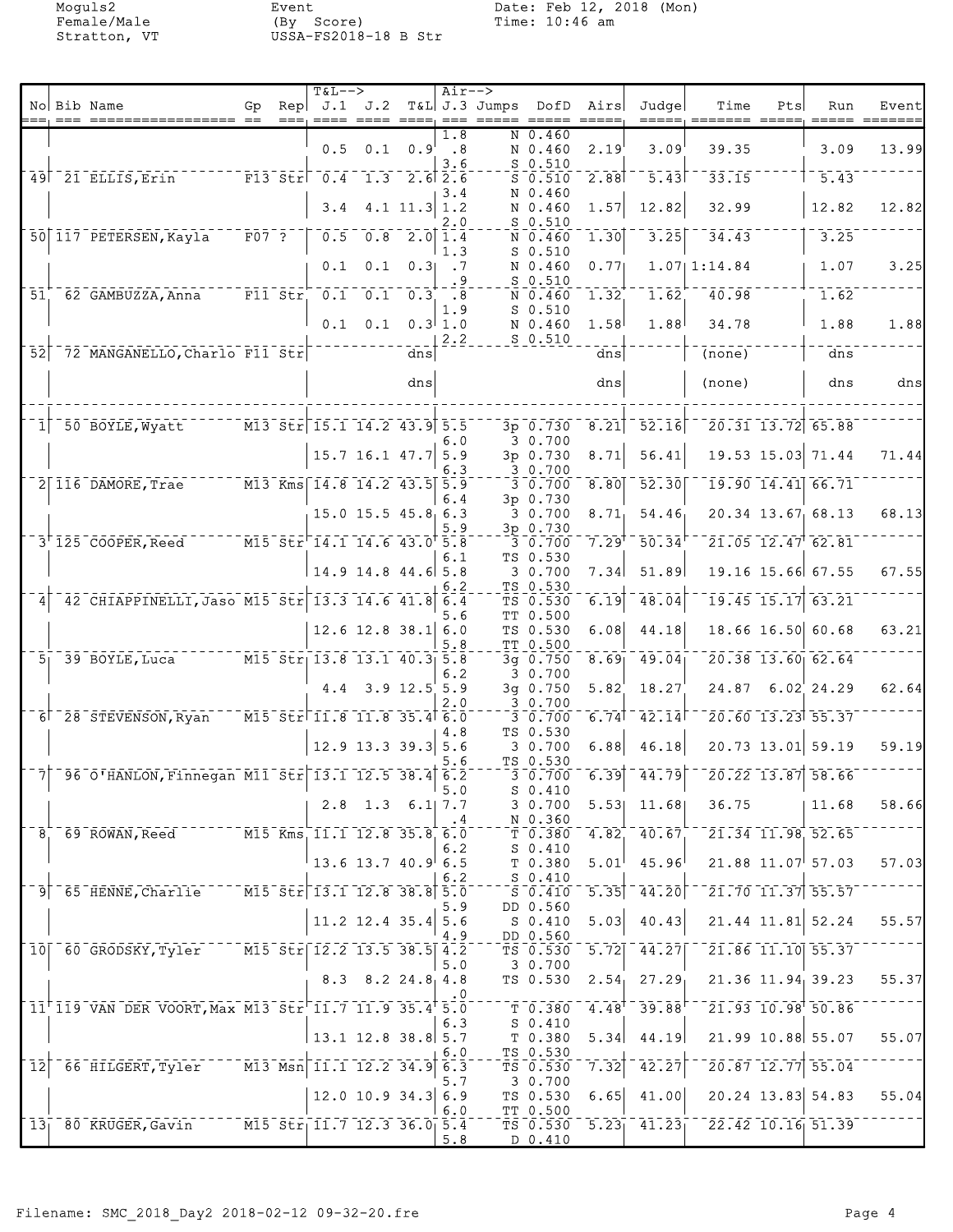Moguls2
Female/Male
Stratton, VT

Event
(By Score)
USSA-FS2018-18 B Str

Date: Feb 12, 2018 (Mon)
Time: 10:46 am

| No | Bib | Name | Gp | Rep | T&L--> J.1 | J.2 | T&L | Air--> J.3 | Jumps | DofD | Airs | Judge | Time | Pts | Run | Event |
|---|---|---|---|---|---|---|---|---|---|---|---|---|---|---|---|---|
| | | | | | | | | 1.8 | N | 0.460 | | | | | | |
| | | | | | 0.5 | 0.1 | 0.9 | .8 | N | 0.460 | 2.19 | 3.09 | 39.35 | | 3.09 | 13.99 |
| | | | | | | | | 3.6 | S | 0.510 | | | | | | |
| 49 | 21 | ELLIS,Erin | F13 | Str | 0.4 | 1.3 | 2.6 | 2.6 | S | 0.510 | 2.88 | 5.43 | 33.15 | | 5.43 | |
| | | | | | | | | 3.4 | N | 0.460 | | | | | | |
| | | | | | 3.4 | 4.1 | 11.3 | 1.2 | N | 0.460 | 1.57 | 12.82 | 32.99 | | 12.82 | 12.82 |
| | | | | | | | | 2.0 | S | 0.510 | | | | | | |
| 50 | 117 | PETERSEN,Kayla | F07 | ? | 0.5 | 0.8 | 2.0 | 1.4 | N | 0.460 | 1.30 | 3.25 | 34.43 | | 3.25 | |
| | | | | | | | | 1.3 | S | 0.510 | | | | | | |
| | | | | | 0.1 | 0.1 | 0.3 | .7 | N | 0.460 | 0.77 | 1.07 | 1:14.84 | | 1.07 | 3.25 |
| | | | | | | | | .9 | S | 0.510 | | | | | | |
| 51 | 62 | GAMBUZZA,Anna | F11 | Str | 0.1 | 0.1 | 0.3 | .8 | N | 0.460 | 1.32 | 1.62 | 40.98 | | 1.62 | |
| | | | | | | | | 1.9 | S | 0.510 | | | | | | |
| | | | | | 0.1 | 0.1 | 0.3 | 1.0 | N | 0.460 | 1.58 | 1.88 | 34.78 | | 1.88 | 1.88 |
| | | | | | | | | 2.2 | S | 0.510 | | | | | | |
| 52 | 72 | MANGANELLO,Charlo | F11 | Str | | | dns | | | | dns | | (none) | | dns | |
| | | | | | | | dns | | | | dns | | (none) | | dns | dns |
| 1 | 50 | BOYLE,Wyatt | M13 | Str | 15.1 | 14.2 | 43.9 | 5.5 | 3p | 0.730 | 8.21 | 52.16 | 20.31 | 13.72 | 65.88 | |
| | | | | | | | | 6.0 | 3 | 0.700 | | | | | | |
| | | | | | 15.7 | 16.1 | 47.7 | 5.9 | 3p | 0.730 | 8.71 | 56.41 | 19.53 | 15.03 | 71.44 | 71.44 |
| | | | | | | | | 6.3 | 3 | 0.700 | | | | | | |
| 2 | 116 | DAMORE,Trae | M13 | Kms | 14.8 | 14.2 | 43.5 | 5.9 | 3 | 0.700 | 8.80 | 52.30 | 19.90 | 14.41 | 66.71 | |
| | | | | | | | | 6.4 | 3p | 0.730 | | | | | | |
| | | | | | 15.0 | 15.5 | 45.8 | 6.3 | 3 | 0.700 | 8.71 | 54.46 | 20.34 | 13.67 | 68.13 | 68.13 |
| | | | | | | | | 5.9 | 3p | 0.730 | | | | | | |
| 3 | 125 | COOPER,Reed | M15 | Str | 14.1 | 14.6 | 43.0 | 5.8 | 3 | 0.700 | 7.29 | 50.34 | 21.05 | 12.47 | 62.81 | |
| | | | | | | | | 6.1 | TS | 0.530 | | | | | | |
| | | | | | 14.9 | 14.8 | 44.6 | 5.8 | 3 | 0.700 | 7.34 | 51.89 | 19.16 | 15.66 | 67.55 | 67.55 |
| | | | | | | | | 6.2 | TS | 0.530 | | | | | | |
| 4 | 42 | CHIAPPINELLI,Jaso | M15 | Str | 13.3 | 14.6 | 41.8 | 6.4 | TS | 0.530 | 6.19 | 48.04 | 19.45 | 15.17 | 63.21 | |
| | | | | | | | | 5.6 | TT | 0.500 | | | | | | |
| | | | | | 12.6 | 12.8 | 38.1 | 6.0 | TS | 0.530 | 6.08 | 44.18 | 18.66 | 16.50 | 60.68 | 63.21 |
| | | | | | | | | 5.8 | TT | 0.500 | | | | | | |
| 5 | 39 | BOYLE,Luca | M15 | Str | 13.8 | 13.1 | 40.3 | 5.8 | 3g | 0.750 | 8.69 | 49.04 | 20.38 | 13.60 | 62.64 | |
| | | | | | | | | 6.2 | 3 | 0.700 | | | | | | |
| | | | | | 4.4 | 3.9 | 12.5 | 5.9 | 3g | 0.750 | 5.82 | 18.27 | 24.87 | 6.02 | 24.29 | 62.64 |
| | | | | | | | | 2.0 | 3 | 0.700 | | | | | | |
| 6 | 28 | STEVENSON,Ryan | M15 | Str | 11.8 | 11.8 | 35.4 | 6.0 | 3 | 0.700 | 6.74 | 42.14 | 20.60 | 13.23 | 55.37 | |
| | | | | | | | | 4.8 | TS | 0.530 | | | | | | |
| | | | | | 12.9 | 13.3 | 39.3 | 5.6 | 3 | 0.700 | 6.88 | 46.18 | 20.73 | 13.01 | 59.19 | 59.19 |
| | | | | | | | | 5.6 | TS | 0.530 | | | | | | |
| 7 | 96 | O'HANLON,Finnegan | M11 | Str | 13.1 | 12.5 | 38.4 | 6.2 | 3 | 0.700 | 6.39 | 44.79 | 20.22 | 13.87 | 58.66 | |
| | | | | | | | | 5.0 | S | 0.410 | | | | | | |
| | | | | | 2.8 | 1.3 | 6.1 | 7.7 | 3 | 0.700 | 5.53 | 11.68 | 36.75 | | 11.68 | 58.66 |
| | | | | | | | | .4 | N | 0.360 | | | | | | |
| 8 | 69 | ROWAN,Reed | M15 | Kms | 11.1 | 12.8 | 35.8 | 6.0 | T | 0.380 | 4.82 | 40.67 | 21.34 | 11.98 | 52.65 | |
| | | | | | | | | 6.2 | S | 0.410 | | | | | | |
| | | | | | 13.6 | 13.7 | 40.9 | 6.5 | T | 0.380 | 5.01 | 45.96 | 21.88 | 11.07 | 57.03 | 57.03 |
| | | | | | | | | 6.2 | S | 0.410 | | | | | | |
| 9 | 65 | HENNE,Charlie | M15 | Str | 13.1 | 12.8 | 38.8 | 5.0 | S | 0.410 | 5.35 | 44.20 | 21.70 | 11.37 | 55.57 | |
| | | | | | | | | 5.9 | DD | 0.560 | | | | | | |
| | | | | | 11.2 | 12.4 | 35.4 | 5.6 | S | 0.410 | 5.03 | 40.43 | 21.44 | 11.81 | 52.24 | 55.57 |
| | | | | | | | | 4.9 | DD | 0.560 | | | | | | |
| 10 | 60 | GRODSKY,Tyler | M15 | Str | 12.2 | 13.5 | 38.5 | 4.2 | TS | 0.530 | 5.72 | 44.27 | 21.86 | 11.10 | 55.37 | |
| | | | | | | | | 5.0 | 3 | 0.700 | | | | | | |
| | | | | | 8.3 | 8.2 | 24.8 | 4.8 | TS | 0.530 | 2.54 | 27.29 | 21.36 | 11.94 | 39.23 | 55.37 |
| | | | | | | | | .0 | | | | | | | | |
| 11 | 119 | VAN DER VOORT,Max | M13 | Str | 11.7 | 11.9 | 35.4 | 5.0 | T | 0.380 | 4.48 | 39.88 | 21.93 | 10.98 | 50.86 | |
| | | | | | | | | 6.3 | S | 0.410 | | | | | | |
| | | | | | 13.1 | 12.8 | 38.8 | 5.7 | T | 0.380 | 5.34 | 44.19 | 21.99 | 10.88 | 55.07 | 55.07 |
| | | | | | | | | 6.0 | TS | 0.530 | | | | | | |
| 12 | 66 | HILGERT,Tyler | M13 | Msn | 11.1 | 12.2 | 34.9 | 6.3 | TS | 0.530 | 7.32 | 42.27 | 20.87 | 12.77 | 55.04 | |
| | | | | | | | | 5.7 | 3 | 0.700 | | | | | | |
| | | | | | 12.0 | 10.9 | 34.3 | 6.9 | TS | 0.530 | 6.65 | 41.00 | 20.24 | 13.83 | 54.83 | 55.04 |
| | | | | | | | | 6.0 | TT | 0.500 | | | | | | |
| 13 | 80 | KRUGER,Gavin | M15 | Str | 11.7 | 12.3 | 36.0 | 5.4 | TS | 0.530 | 5.23 | 41.23 | 22.42 | 10.16 | 51.39 | |
| | | | | | | | | 5.8 | D | 0.410 | | | | | | |

Filename: SMC_2018_Day2 2018-02-12 09-32-20.fre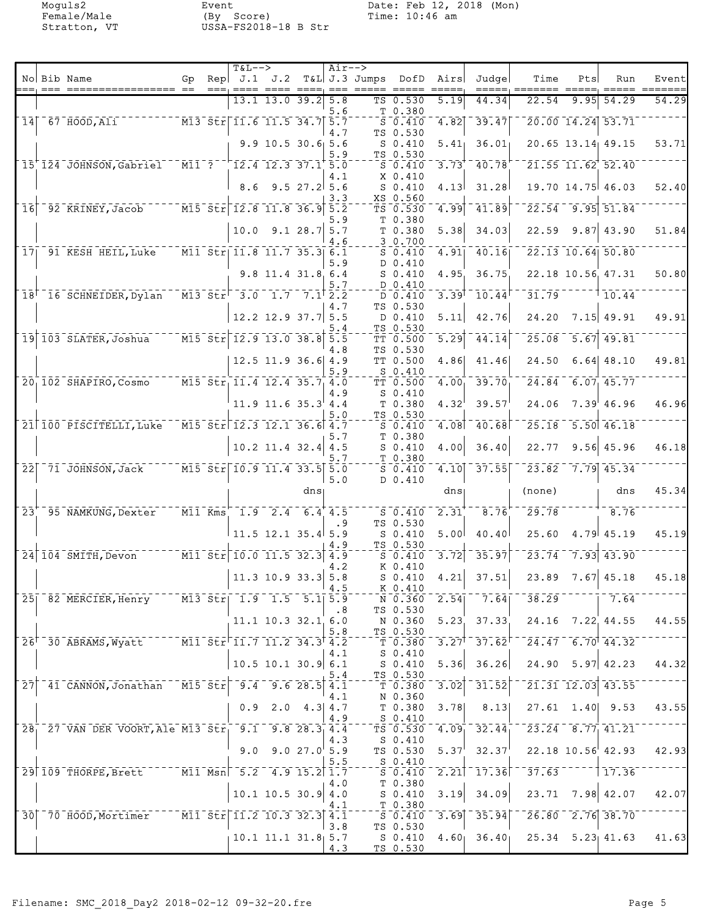Moguls2
Female/Male
Stratton, VT

Event
(By Score)
USSA-FS2018-18 B Str

Date: Feb 12, 2018 (Mon)
Time: 10:46 am

| No | Bib | Name | Gp | Rep | J.1 | J.2 | T&L | J.3 | Jumps | DofD | Airs | Judge | Time | Pts | Run | Event |
|---|---|---|---|---|---|---|---|---|---|---|---|---|---|---|---|---|
| | | | | | 13.1 | 13.0 | 39.2 | 5.8 | TS | 0.530 | 5.19 | 44.34 | 22.54 | 9.95 | 54.29 | 54.29 |
| | | | | | | | | 5.6 | T | 0.380 | | | | | | |
| 14 | 67 | HOOD,Ali | M13 | Str | 11.6 | 11.5 | 34.7 | 5.7 | S | 0.410 | 4.82 | 39.47 | 20.00 | 14.24 | 53.71 | |
| | | | | | | | | 4.7 | TS | 0.530 | | | | | | |
| | | | | | 9.9 | 10.5 | 30.6 | 5.6 | S | 0.410 | 5.41 | 36.01 | 20.65 | 13.14 | 49.15 | 53.71 |
| | | | | | | | | 5.9 | TS | 0.530 | | | | | | |
| 15 | 124 | JOHNSON,Gabriel | M11 | ? | 12.4 | 12.3 | 37.1 | 5.0 | S | 0.410 | 3.73 | 40.78 | 21.55 | 11.62 | 52.40 | |
| | | | | | | | | 4.1 | X | 0.410 | | | | | | |
| | | | | | 8.6 | 9.5 | 27.2 | 5.6 | S | 0.410 | 4.13 | 31.28 | 19.70 | 14.75 | 46.03 | 52.40 |
| | | | | | | | | 3.3 | XS | 0.560 | | | | | | |
| 16 | 92 | KRINEY,Jacob | M15 | Str | 12.8 | 11.8 | 36.9 | 5.2 | TS | 0.530 | 4.99 | 41.89 | 22.54 | 9.95 | 51.84 | |
| | | | | | | | | 5.9 | T | 0.380 | | | | | | |
| | | | | | 10.0 | 9.1 | 28.7 | 5.7 | T | 0.380 | 5.38 | 34.03 | 22.59 | 9.87 | 43.90 | 51.84 |
| | | | | | | | | 4.6 | 3 | 0.700 | | | | | | |
| 17 | 91 | KESH HEIL,Luke | M11 | Str | 11.8 | 11.7 | 35.3 | 6.1 | S | 0.410 | 4.91 | 40.16 | 22.13 | 10.64 | 50.80 | |
| | | | | | | | | 5.9 | D | 0.410 | | | | | | |
| | | | | | 9.8 | 11.4 | 31.8 | 6.4 | S | 0.410 | 4.95 | 36.75 | 22.18 | 10.56 | 47.31 | 50.80 |
| | | | | | | | | 5.7 | D | 0.410 | | | | | | |
| 18 | 16 | SCHNEIDER,Dylan | M13 | Str | 3.0 | 1.7 | 7.1 | 2.2 | D | 0.410 | 3.39 | 10.44 | 31.79 | | 10.44 | |
| | | | | | | | | 4.7 | TS | 0.530 | | | | | | |
| | | | | | 12.2 | 12.9 | 37.7 | 5.5 | D | 0.410 | 5.11 | 42.76 | 24.20 | 7.15 | 49.91 | 49.91 |
| | | | | | | | | 5.4 | TS | 0.530 | | | | | | |
| 19 | 103 | SLATER,Joshua | M15 | Str | 12.9 | 13.0 | 38.8 | 5.5 | TT | 0.500 | 5.29 | 44.14 | 25.08 | 5.67 | 49.81 | |
| | | | | | | | | 4.8 | TS | 0.530 | | | | | | |
| | | | | | 12.5 | 11.9 | 36.6 | 4.9 | TT | 0.500 | 4.86 | 41.46 | 24.50 | 6.64 | 48.10 | 49.81 |
| | | | | | | | | 5.9 | S | 0.410 | | | | | | |
| 20 | 102 | SHAPIRO,Cosmo | M15 | Str | 11.4 | 12.4 | 35.7 | 4.0 | TT | 0.500 | 4.00 | 39.70 | 24.84 | 6.07 | 45.77 | |
| | | | | | | | | 4.9 | S | 0.410 | | | | | | |
| | | | | | 11.9 | 11.6 | 35.3 | 4.4 | T | 0.380 | 4.32 | 39.57 | 24.06 | 7.39 | 46.96 | 46.96 |
| | | | | | | | | 5.0 | TS | 0.530 | | | | | | |
| 21 | 100 | PISCITELLI,Luke | M15 | Str | 12.3 | 12.1 | 36.6 | 4.7 | S | 0.410 | 4.08 | 40.68 | 25.18 | 5.50 | 46.18 | |
| | | | | | | | | 5.7 | T | 0.380 | | | | | | |
| | | | | | 10.2 | 11.4 | 32.4 | 4.5 | S | 0.410 | 4.00 | 36.40 | 22.77 | 9.56 | 45.96 | 46.18 |
| | | | | | | | | 5.7 | T | 0.380 | | | | | | |
| 22 | 71 | JOHNSON,Jack | M15 | Str | 10.9 | 11.4 | 33.5 | 5.0 | S | 0.410 | 4.10 | 37.55 | 23.82 | 7.79 | 45.34 | |
| | | | | | | | | 5.0 | D | 0.410 | | | | | | |
| | | | | | | | dns | | | | dns | | (none) | | dns | 45.34 |
| 23 | 95 | NAMKUNG,Dexter | M11 | Kms | 1.9 | 2.4 | 6.4 | 4.5 | S | 0.410 | 2.31 | 8.76 | 29.78 | | 8.76 | |
| | | | | | | | | .9 | TS | 0.530 | | | | | | |
| | | | | | 11.5 | 12.1 | 35.4 | 5.9 | S | 0.410 | 5.00 | 40.40 | 25.60 | 4.79 | 45.19 | 45.19 |
| | | | | | | | | 4.9 | TS | 0.530 | | | | | | |
| 24 | 104 | SMITH,Devon | M11 | Str | 10.0 | 11.5 | 32.3 | 4.9 | S | 0.410 | 3.72 | 35.97 | 23.74 | 7.93 | 43.90 | |
| | | | | | | | | 4.2 | K | 0.410 | | | | | | |
| | | | | | 11.3 | 10.9 | 33.3 | 5.8 | S | 0.410 | 4.21 | 37.51 | 23.89 | 7.67 | 45.18 | 45.18 |
| | | | | | | | | 4.5 | K | 0.410 | | | | | | |
| 25 | 82 | MERCIER,Henry | M13 | Str | 1.9 | 1.5 | 5.1 | 5.9 | N | 0.360 | 2.54 | 7.64 | 38.29 | | 7.64 | |
| | | | | | | | | .8 | TS | 0.530 | | | | | | |
| | | | | | 11.1 | 10.3 | 32.1 | 6.0 | N | 0.360 | 5.23 | 37.33 | 24.16 | 7.22 | 44.55 | 44.55 |
| | | | | | | | | 5.8 | TS | 0.530 | | | | | | |
| 26 | 30 | ABRAMS,Wyatt | M11 | Str | 11.7 | 11.2 | 34.3 | 4.2 | T | 0.380 | 3.27 | 37.62 | 24.47 | 6.70 | 44.32 | |
| | | | | | | | | 4.1 | S | 0.410 | | | | | | |
| | | | | | 10.5 | 10.1 | 30.9 | 6.1 | S | 0.410 | 5.36 | 36.26 | 24.90 | 5.97 | 42.23 | 44.32 |
| | | | | | | | | 5.4 | TS | 0.530 | | | | | | |
| 27 | 41 | CANNON,Jonathan | M15 | Str | 9.4 | 9.6 | 28.5 | 4.1 | T | 0.380 | 3.02 | 31.52 | 21.31 | 12.03 | 43.55 | |
| | | | | | | | | 4.1 | N | 0.360 | | | | | | |
| | | | | | 0.9 | 2.0 | 4.3 | 4.7 | T | 0.380 | 3.78 | 8.13 | 27.61 | 1.40 | 9.53 | 43.55 |
| | | | | | | | | 4.9 | S | 0.410 | | | | | | |
| 28 | 27 | VAN DER VOORT,Ale | M13 | Str | 9.1 | 9.8 | 28.3 | 4.4 | TS | 0.530 | 4.09 | 32.44 | 23.24 | 8.77 | 41.21 | |
| | | | | | | | | 4.3 | S | 0.410 | | | | | | |
| | | | | | 9.0 | 9.0 | 27.0 | 5.9 | TS | 0.530 | 5.37 | 32.37 | 22.18 | 10.56 | 42.93 | 42.93 |
| | | | | | | | | 5.5 | S | 0.410 | | | | | | |
| 29 | 109 | THORPE,Brett | M11 | Msn | 5.2 | 4.9 | 15.2 | 1.7 | S | 0.410 | 2.21 | 17.36 | 37.63 | | 17.36 | |
| | | | | | | | | 4.0 | T | 0.380 | | | | | | |
| | | | | | 10.1 | 10.5 | 30.9 | 4.0 | S | 0.410 | 3.19 | 34.09 | 23.71 | 7.98 | 42.07 | 42.07 |
| | | | | | | | | 4.1 | T | 0.380 | | | | | | |
| 30 | 70 | HOOD,Mortimer | M11 | Str | 11.2 | 10.3 | 32.3 | 4.1 | S | 0.410 | 3.69 | 35.94 | 26.80 | 2.76 | 38.70 | |
| | | | | | | | | 3.8 | TS | 0.530 | | | | | | |
| | | | | | 10.1 | 11.1 | 31.8 | 5.7 | S | 0.410 | 4.60 | 36.40 | 25.34 | 5.23 | 41.63 | 41.63 |
| | | | | | | | | 4.3 | TS | 0.530 | | | | | | |

Filename: SMC_2018_Day2 2018-02-12 09-32-20.fre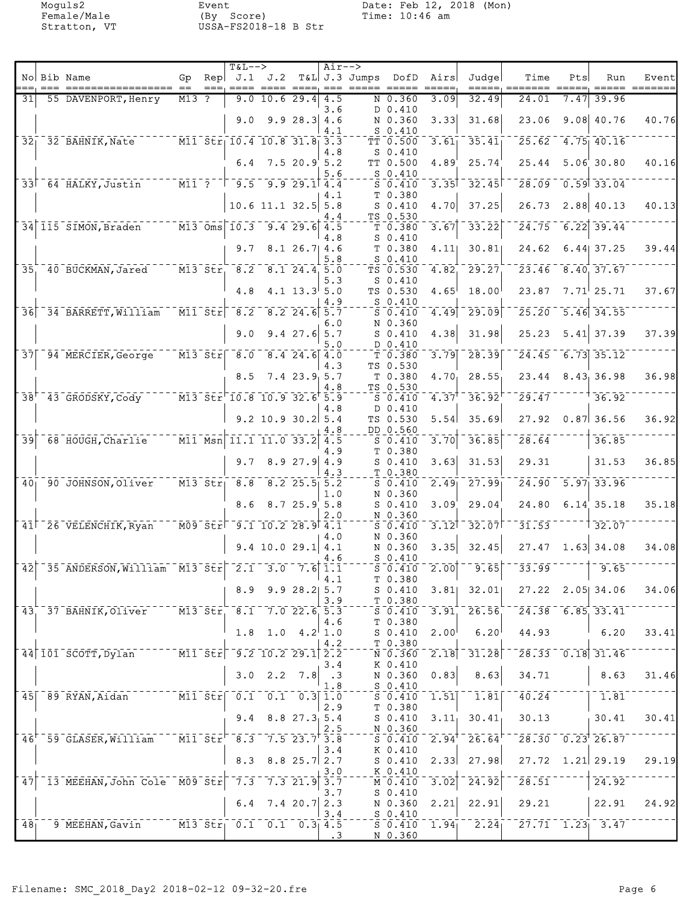Moguls2
Female/Male
Stratton, VT

Event
(By Score)
USSA-FS2018-18 B Str

Date: Feb 12, 2018 (Mon)
Time: 10:46 am

| No | Bib | Name | Gp | Rep | T&L--> J.1 | J.2 | T&L | Air--> J.3 | Jumps | DofD | Airs | Judge | Time | Pts | Run | Event |
|---|---|---|---|---|---|---|---|---|---|---|---|---|---|---|---|---|
| 31 | 55 | DAVENPORT, Henry | M13 | ? | 9.0 | 10.6 | 29.4 | 4.5 | N | 0.360 | 3.09 | 32.49 | 24.01 | 7.47 | 39.96 | |
| | | | | | | | | 3.6 | D | 0.410 | | | | | | |
| | | | | | 9.0 | 9.9 | 28.3 | 4.6 | N | 0.360 | 3.33 | 31.68 | 23.06 | 9.08 | 40.76 | 40.76 |
| | | | | | | | | 4.1 | S | 0.410 | | | | | | |
| 32 | 32 | BAHNIK, Nate | M11 | Str | 10.4 | 10.8 | 31.8 | 3.3 | TT | 0.500 | 3.61 | 35.41 | 25.62 | 4.75 | 40.16 | |
| | | | | | | | | 4.8 | S | 0.410 | | | | | | |
| | | | | | 6.4 | 7.5 | 20.9 | 5.2 | TT | 0.500 | 4.89 | 25.74 | 25.44 | 5.06 | 30.80 | 40.16 |
| | | | | | | | | 5.6 | S | 0.410 | | | | | | |
| 33 | 64 | HALKY, Justin | M11 | ? | 9.5 | 9.9 | 29.1 | 4.4 | S | 0.410 | 3.35 | 32.45 | 28.09 | 0.59 | 33.04 | |
| | | | | | | | | 4.1 | T | 0.380 | | | | | | |
| | | | | | 10.6 | 11.1 | 32.5 | 5.8 | S | 0.410 | 4.70 | 37.25 | 26.73 | 2.88 | 40.13 | 40.13 |
| | | | | | | | | 4.4 | TS | 0.530 | | | | | | |
| 34 | 115 | SIMON, Braden | M13 | Oms | 10.3 | 9.4 | 29.6 | 4.5 | T | 0.380 | 3.67 | 33.22 | 24.75 | 6.22 | 39.44 | |
| | | | | | | | | 4.8 | S | 0.410 | | | | | | |
| | | | | | 9.7 | 8.1 | 26.7 | 4.6 | T | 0.380 | 4.11 | 30.81 | 24.62 | 6.44 | 37.25 | 39.44 |
| | | | | | | | | 5.8 | S | 0.410 | | | | | | |
| 35 | 40 | BUCKMAN, Jared | M13 | Str | 8.2 | 8.1 | 24.4 | 5.0 | TS | 0.530 | 4.82 | 29.27 | 23.46 | 8.40 | 37.67 | |
| | | | | | | | | 5.3 | S | 0.410 | | | | | | |
| | | | | | 4.8 | 4.1 | 13.3 | 5.0 | TS | 0.530 | 4.65 | 18.00 | 23.87 | 7.71 | 25.71 | 37.67 |
| | | | | | | | | 4.9 | S | 0.410 | | | | | | |
| 36 | 34 | BARRETT, William | M11 | Str | 8.2 | 8.2 | 24.6 | 5.7 | S | 0.410 | 4.49 | 29.09 | 25.20 | 5.46 | 34.55 | |
| | | | | | | | | 6.0 | N | 0.360 | | | | | | |
| | | | | | 9.0 | 9.4 | 27.6 | 5.7 | S | 0.410 | 4.38 | 31.98 | 25.23 | 5.41 | 37.39 | 37.39 |
| | | | | | | | | 5.0 | D | 0.410 | | | | | | |
| 37 | 94 | MERCIER, George | M13 | Str | 8.0 | 8.4 | 24.6 | 4.0 | T | 0.380 | 3.79 | 28.39 | 24.45 | 6.73 | 35.12 | |
| | | | | | | | | 4.3 | TS | 0.530 | | | | | | |
| | | | | | 8.5 | 7.4 | 23.9 | 5.7 | T | 0.380 | 4.70 | 28.55 | 23.44 | 8.43 | 36.98 | 36.98 |
| | | | | | | | | 4.8 | TS | 0.530 | | | | | | |
| 38 | 43 | GRODSKY, Cody | M13 | Str | 10.8 | 10.9 | 32.6 | 5.9 | S | 0.410 | 4.37 | 36.92 | 29.47 | | 36.92 | |
| | | | | | | | | 4.8 | D | 0.410 | | | | | | |
| | | | | | 9.2 | 10.9 | 30.2 | 5.4 | TS | 0.530 | 5.54 | 35.69 | 27.92 | 0.87 | 36.56 | 36.92 |
| | | | | | | | | 4.8 | DD | 0.560 | | | | | | |
| 39 | 68 | HOUGH, Charlie | M11 | Msn | 11.1 | 11.0 | 33.2 | 4.5 | S | 0.410 | 3.70 | 36.85 | 28.64 | | 36.85 | |
| | | | | | | | | 4.9 | T | 0.380 | | | | | | |
| | | | | | 9.7 | 8.9 | 27.9 | 4.9 | S | 0.410 | 3.63 | 31.53 | 29.31 | | 31.53 | 36.85 |
| | | | | | | | | 4.3 | T | 0.380 | | | | | | |
| 40 | 90 | JOHNSON, Oliver | M13 | Str | 8.8 | 8.2 | 25.5 | 5.2 | S | 0.410 | 2.49 | 27.99 | 24.90 | 5.97 | 33.96 | |
| | | | | | | | | 1.0 | N | 0.360 | | | | | | |
| | | | | | 8.6 | 8.7 | 25.9 | 5.8 | S | 0.410 | 3.09 | 29.04 | 24.80 | 6.14 | 35.18 | 35.18 |
| | | | | | | | | 2.0 | N | 0.360 | | | | | | |
| 41 | 26 | VELENCHIK, Ryan | M09 | Str | 9.1 | 10.2 | 28.9 | 4.1 | S | 0.410 | 3.12 | 32.07 | 31.53 | | 32.07 | |
| | | | | | | | | 4.0 | N | 0.360 | | | | | | |
| | | | | | 9.4 | 10.0 | 29.1 | 4.1 | N | 0.360 | 3.35 | 32.45 | 27.47 | 1.63 | 34.08 | 34.08 |
| | | | | | | | | 4.6 | S | 0.410 | | | | | | |
| 42 | 35 | ANDERSON, William | M13 | Str | 2.1 | 3.0 | 7.6 | 1.1 | S | 0.410 | 2.00 | 9.65 | 33.99 | | 9.65 | |
| | | | | | | | | 4.1 | T | 0.380 | | | | | | |
| | | | | | 8.9 | 9.9 | 28.2 | 5.7 | S | 0.410 | 3.81 | 32.01 | 27.22 | 2.05 | 34.06 | 34.06 |
| | | | | | | | | 3.9 | T | 0.380 | | | | | | |
| 43 | 37 | BAHNIK, Oliver | M13 | Str | 8.1 | 7.0 | 22.6 | 5.3 | S | 0.410 | 3.91 | 26.56 | 24.38 | 6.85 | 33.41 | |
| | | | | | | | | 4.6 | T | 0.380 | | | | | | |
| | | | | | 1.8 | 1.0 | 4.2 | 1.0 | S | 0.410 | 2.00 | 6.20 | 44.93 | | 6.20 | 33.41 |
| | | | | | | | | 4.2 | T | 0.380 | | | | | | |
| 44 | 101 | SCOTT, Dylan | M11 | Str | 9.2 | 10.2 | 29.1 | 2.2 | N | 0.360 | 2.18 | 31.28 | 28.33 | 0.18 | 31.46 | |
| | | | | | | | | 3.4 | K | 0.410 | | | | | | |
| | | | | | 3.0 | 2.2 | 7.8 | .3 | N | 0.360 | 0.83 | 8.63 | 34.71 | | 8.63 | 31.46 |
| | | | | | | | | 1.8 | S | 0.410 | | | | | | |
| 45 | 89 | RYAN, Aidan | M11 | Str | 0.1 | 0.1 | 0.3 | 1.0 | S | 0.410 | 1.51 | 1.81 | 40.24 | | 1.81 | |
| | | | | | | | | 2.9 | T | 0.380 | | | | | | |
| | | | | | 9.4 | 8.8 | 27.3 | 5.4 | S | 0.410 | 3.11 | 30.41 | 30.13 | | 30.41 | 30.41 |
| | | | | | | | | 2.5 | N | 0.360 | | | | | | |
| 46 | 59 | GLASER, William | M11 | Str | 8.3 | 7.5 | 23.7 | 3.8 | S | 0.410 | 2.94 | 26.64 | 28.30 | 0.23 | 26.87 | |
| | | | | | | | | 3.4 | K | 0.410 | | | | | | |
| | | | | | 8.3 | 8.8 | 25.7 | 2.7 | S | 0.410 | 2.33 | 27.98 | 27.72 | 1.21 | 29.19 | 29.19 |
| | | | | | | | | 3.0 | K | 0.410 | | | | | | |
| 47 | 13 | MEEHAN, John Cole | M09 | Str | 7.3 | 7.3 | 21.9 | 3.7 | M | 0.410 | 3.02 | 24.92 | 28.51 | | 24.92 | |
| | | | | | | | | 3.7 | S | 0.410 | | | | | | |
| | | | | | 6.4 | 7.4 | 20.7 | 2.3 | N | 0.360 | 2.21 | 22.91 | 29.21 | | 22.91 | 24.92 |
| | | | | | | | | 3.4 | S | 0.410 | | | | | | |
| 48 | 9 | MEEHAN, Gavin | M13 | Str | 0.1 | 0.1 | 0.3 | 4.5 | S | 0.410 | 1.94 | 2.24 | 27.71 | 1.23 | 3.47 | |
| | | | | | | | | .3 | N | 0.360 | | | | | | |

Filename: SMC_2018_Day2 2018-02-12 09-32-20.fre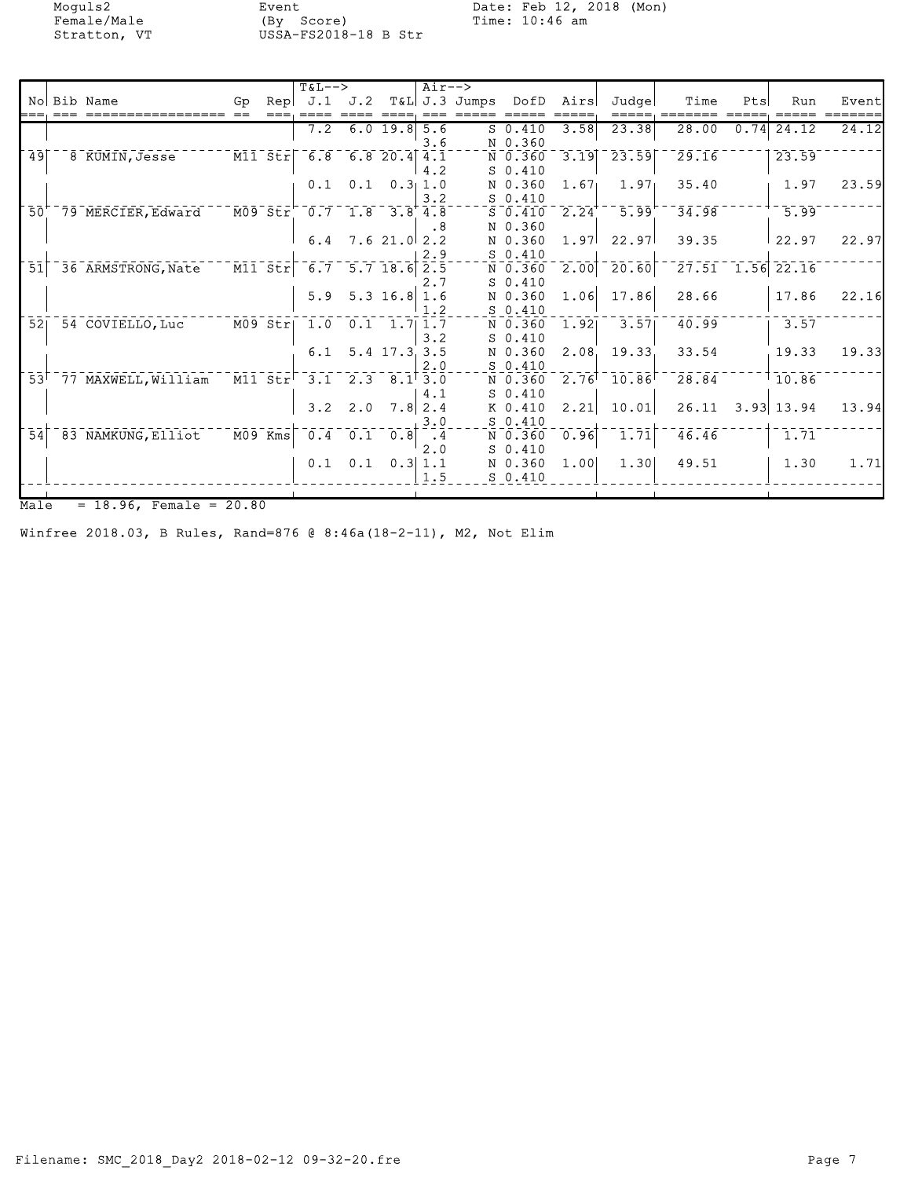Moguls2
Female/Male
Stratton, VT

Event
(By Score)
USSA-FS2018-18 B Str

Date: Feb 12, 2018 (Mon)
Time: 10:46 am

| No | Bib | Name | Gp | Rep | T&L--> J.1 | J.2 | T&L | Air--> J.3 | Jumps | DofD | Airs | Judge | Time | Pts | Run | Event |
|---|---|---|---|---|---|---|---|---|---|---|---|---|---|---|---|---|
| | | | | | 7.2 | 6.0 | 19.8 | 5.6 | S | 0.410 | 3.58 | 23.38 | 28.00 | 0.74 | 24.12 | 24.12 |
| | | | | | | | | 3.6 | N | 0.360 | | | | | | |
| 49 | 8 | KUMIN,Jesse | M11 | Str | 6.8 | 6.8 | 20.4 | 4.1 | N | 0.360 | 3.19 | 23.59 | 29.16 | | 23.59 | |
| | | | | | | | | 4.2 | S | 0.410 | | | | | | |
| | | | | | 0.1 | 0.1 | 0.3 | 1.0 | N | 0.360 | 1.67 | 1.97 | 35.40 | | 1.97 | 23.59 |
| | | | | | | | | 3.2 | S | 0.410 | | | | | | |
| 50 | 79 | MERCIER,Edward | M09 | Str | 0.7 | 1.8 | 3.8 | 4.8 | S | 0.410 | 2.24 | 5.99 | 34.98 | | 5.99 | |
| | | | | | | | | .8 | N | 0.360 | | | | | | |
| | | | | | 6.4 | 7.6 | 21.0 | 2.2 | N | 0.360 | 1.97 | 22.97 | 39.35 | | 22.97 | 22.97 |
| | | | | | | | | 2.9 | S | 0.410 | | | | | | |
| 51 | 36 | ARMSTRONG,Nate | M11 | Str | 6.7 | 5.7 | 18.6 | 2.5 | N | 0.360 | 2.00 | 20.60 | 27.51 | 1.56 | 22.16 | |
| | | | | | | | | 2.7 | S | 0.410 | | | | | | |
| | | | | | 5.9 | 5.3 | 16.8 | 1.6 | N | 0.360 | 1.06 | 17.86 | 28.66 | | 17.86 | 22.16 |
| | | | | | | | | 1.2 | S | 0.410 | | | | | | |
| 52 | 54 | COVIELLO,Luc | M09 | Str | 1.0 | 0.1 | 1.7 | 1.7 | N | 0.360 | 1.92 | 3.57 | 40.99 | | 3.57 | |
| | | | | | | | | 3.2 | S | 0.410 | | | | | | |
| | | | | | 6.1 | 5.4 | 17.3 | 3.5 | N | 0.360 | 2.08 | 19.33 | 33.54 | | 19.33 | 19.33 |
| | | | | | | | | 2.0 | S | 0.410 | | | | | | |
| 53 | 77 | MAXWELL,William | M11 | Str | 3.1 | 2.3 | 8.1 | 3.0 | N | 0.360 | 2.76 | 10.86 | 28.84 | | 10.86 | |
| | | | | | | | | 4.1 | S | 0.410 | | | | | | |
| | | | | | 3.2 | 2.0 | 7.8 | 2.4 | K | 0.410 | 2.21 | 10.01 | 26.11 | 3.93 | 13.94 | 13.94 |
| | | | | | | | | 3.0 | S | 0.410 | | | | | | |
| 54 | 83 | NAMKUNG,Elliot | M09 | Kms | 0.4 | 0.1 | 0.8 | .4 | N | 0.360 | 0.96 | 1.71 | 46.46 | | 1.71 | |
| | | | | | | | | 2.0 | S | 0.410 | | | | | | |
| | | | | | 0.1 | 0.1 | 0.3 | 1.1 | N | 0.360 | 1.00 | 1.30 | 49.51 | | 1.30 | 1.71 |
| | | | | | | | | 1.5 | S | 0.410 | | | | | | |

Male = 18.96, Female = 20.80

Winfree 2018.03, B Rules, Rand=876 @ 8:46a(18-2-11), M2, Not Elim

Filename: SMC_2018_Day2 2018-02-12 09-32-20.fre